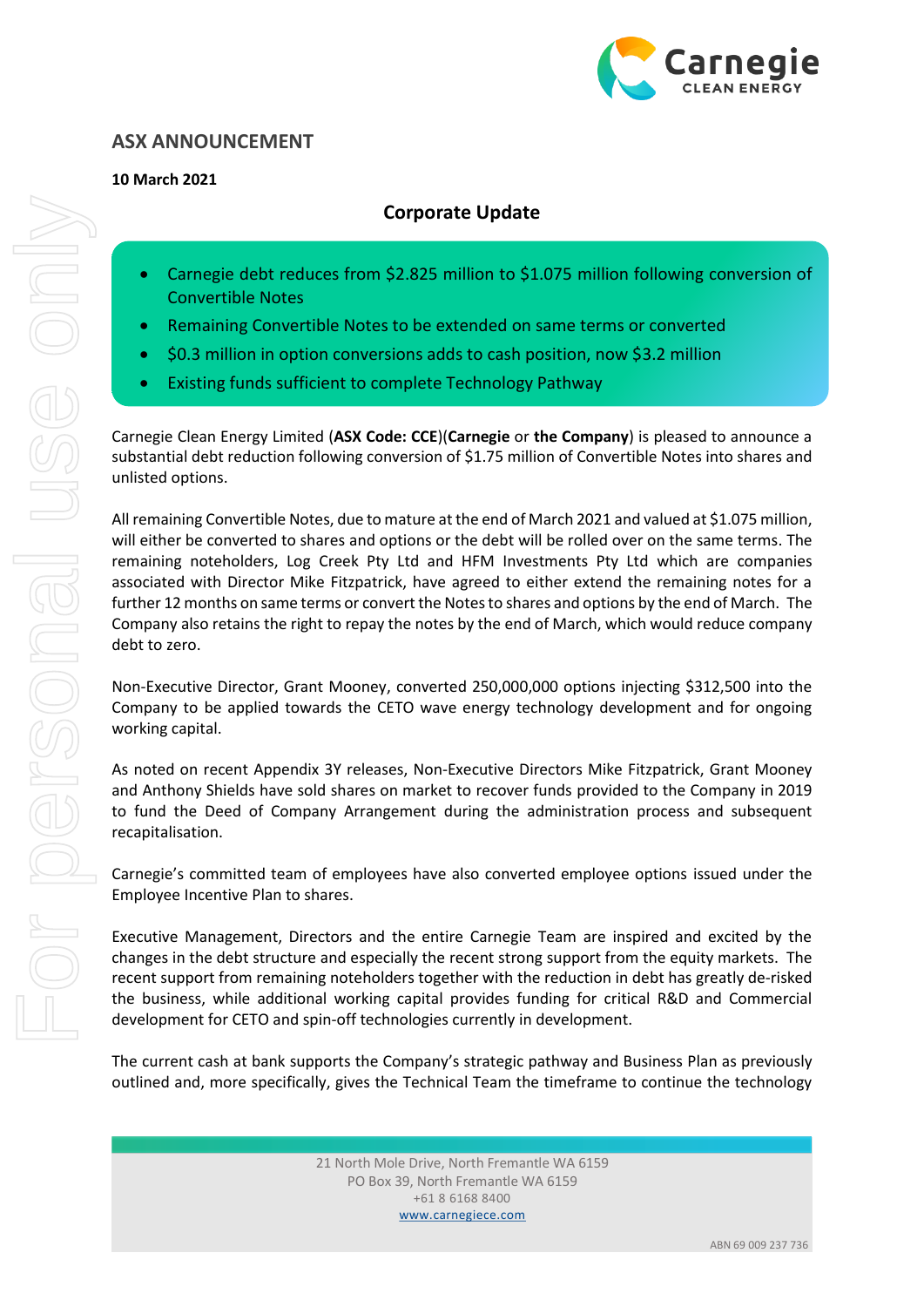## ASX ANNOUNCEMENT

**10 March 2021**

### Corporate Update

- Carnegie debt reduces from $2.825 million to $1.075 million following conversion of Convertible Notes
- Remaining Convertible Notes to be extended on same terms or converted
- $0.3 million in option conversions adds to cash position, now $3.2 million
- Existing funds sufficient to complete Technology Pathway

Carnegie Clean Energy Limited (**ASX Code: CCE**)(**Carnegie** or **the Company**) is pleased to announce a substantial debt reduction following conversion of $1.75 million of Convertible Notes into shares and unlisted options.

All remaining Convertible Notes, due to mature at the end of March 2021 and valued at $1.075 million, will either be converted to shares and options or the debt will be rolled over on the same terms. The remaining noteholders, Log Creek Pty Ltd and HFM Investments Pty Ltd which are companies associated with Director Mike Fitzpatrick, have agreed to either extend the remaining notes for a further 12 months on same terms or convert the Notes to shares and options by the end of March. The Company also retains the right to repay the notes by the end of March, which would reduce company debt to zero.

Non-Executive Director, Grant Mooney, converted 250,000,000 options injecting $312,500 into the Company to be applied towards the CETO wave energy technology development and for ongoing working capital.

As noted on recent Appendix 3Y releases, Non-Executive Directors Mike Fitzpatrick, Grant Mooney and Anthony Shields have sold shares on market to recover funds provided to the Company in 2019 to fund the Deed of Company Arrangement during the administration process and subsequent recapitalisation.

Carnegie's committed team of employees have also converted employee options issued under the Employee Incentive Plan to shares.

Executive Management, Directors and the entire Carnegie Team are inspired and excited by the changes in the debt structure and especially the recent strong support from the equity markets. The recent support from remaining noteholders together with the reduction in debt has greatly de-risked the business, while additional working capital provides funding for critical R&D and Commercial development for CETO and spin-off technologies currently in development.

The current cash at bank supports the Company's strategic pathway and Business Plan as previously outlined and, more specifically, gives the Technical Team the timeframe to continue the technology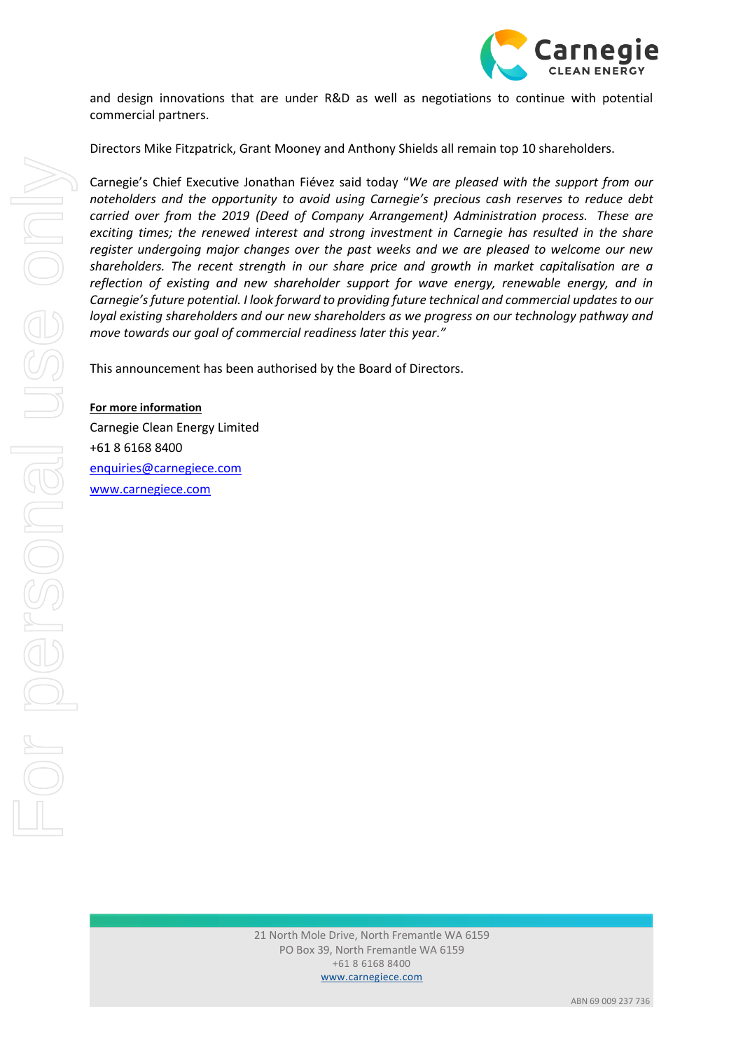and design innovations that are under R&D as well as negotiations to continue with potential commercial partners.

Directors Mike Fitzpatrick, Grant Mooney and Anthony Shields all remain top 10 shareholders.

Carnegie's Chief Executive Jonathan Fiévez said today "*We are pleased with the support from our noteholders and the opportunity to avoid using Carnegie's precious cash reserves to reduce debt carried over from the 2019 (Deed of Company Arrangement) Administration process. These are exciting times; the renewed interest and strong investment in Carnegie has resulted in the share register undergoing major changes over the past weeks and we are pleased to welcome our new shareholders. The recent strength in our share price and growth in market capitalisation are a reflection of existing and new shareholder support for wave energy, renewable energy, and in Carnegie's future potential. I look forward to providing future technical and commercial updates to our loyal existing shareholders and our new shareholders as we progress on our technology pathway and move towards our goal of commercial readiness later this year.*"

This announcement has been authorised by the Board of Directors.

**For more information**

Carnegie Clean Energy Limited
+61 8 6168 8400
enquiries@carnegiece.com
www.carnegiece.com